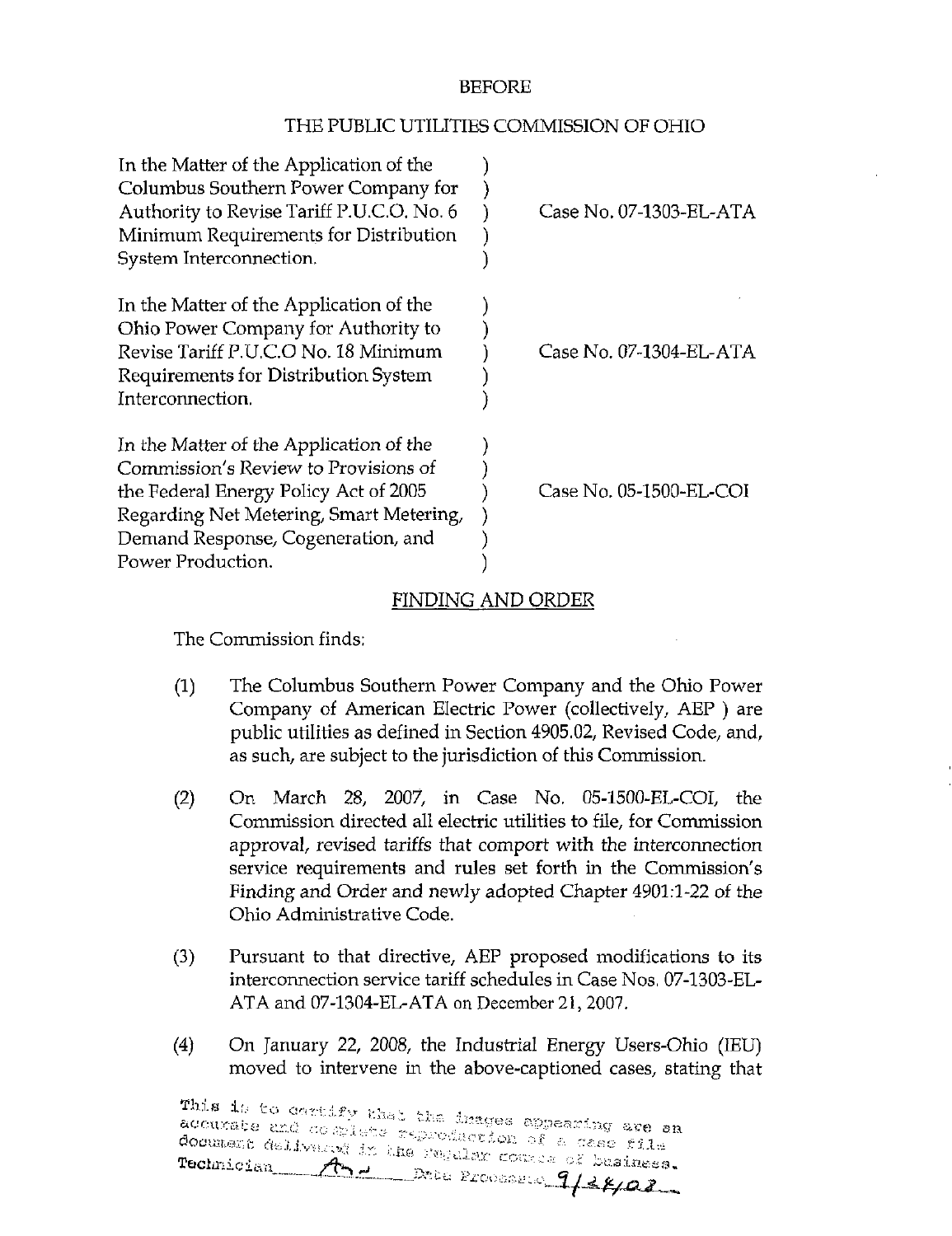BEFORE

THE PUBLIC UTILITIES COMMISSION OF OHIO

| | | |
|---|---|---|
| In the Matter of the Application of the Columbus Southern Power Company for Authority to Revise Tariff P.U.C.O. No. 6 Minimum Requirements for Distribution System Interconnection. | ) | Case No. 07-1303-EL-ATA |
| In the Matter of the Application of the Ohio Power Company for Authority to Revise Tariff P.U.C.O No. 18 Minimum Requirements for Distribution System Interconnection. | ) | Case No. 07-1304-EL-ATA |
| In the Matter of the Application of the Commission's Review to Provisions of the Federal Energy Policy Act of 2005 Regarding Net Metering, Smart Metering, Demand Response, Cogeneration, and Power Production. | ) | Case No. 05-1500-EL-COI |

## FINDING AND ORDER

The Commission finds:

(1) The Columbus Southern Power Company and the Ohio Power Company of American Electric Power (collectively, AEP ) are public utilities as defined in Section 4905.02, Revised Code, and, as such, are subject to the jurisdiction of this Commission.

(2) On March 28, 2007, in Case No. 05-1500-EL-COI, the Commission directed all electric utilities to file, for Commission approval, revised tariffs that comport with the interconnection service requirements and rules set forth in the Commission's Finding and Order and newly adopted Chapter 4901:1-22 of the Ohio Administrative Code.

(3) Pursuant to that directive, AEP proposed modifications to its interconnection service tariff schedules in Case Nos. 07-1303-EL-ATA and 07-1304-EL-ATA on December 21, 2007.

(4) On January 22, 2008, the Industrial Energy Users-Ohio (IEU) moved to intervene in the above-captioned cases, stating that

This is to certify that the images appearing are an accurate and complete reproduction of a case file document delivered in the regular course of business. Technician ___ Date Processed 9/24/08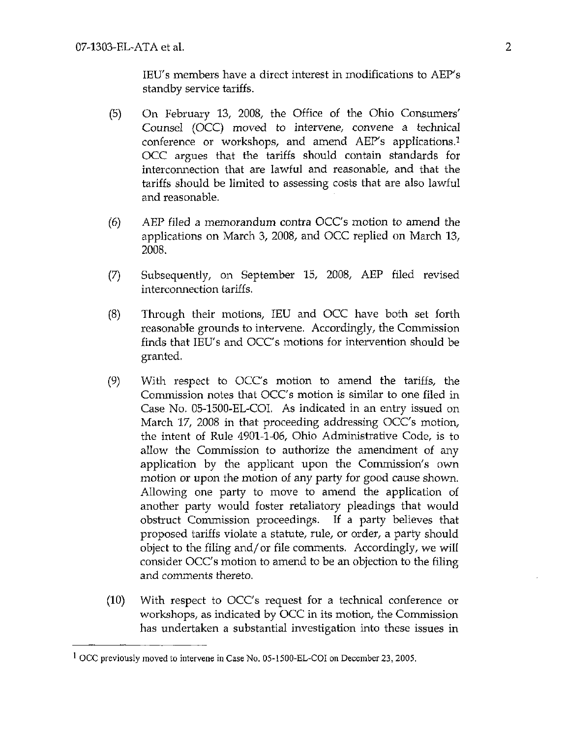IEU's members have a direct interest in modifications to AEP's standby service tariffs.

(5) On February 13, 2008, the Office of the Ohio Consumers' Counsel (OCC) moved to intervene, convene a technical conference or workshops, and amend AEP's applications.[1] OCC argues that the tariffs should contain standards for interconnection that are lawful and reasonable, and that the tariffs should be limited to assessing costs that are also lawful and reasonable.

(6) AEP filed a memorandum contra OCC's motion to amend the applications on March 3, 2008, and OCC replied on March 13, 2008.

(7) Subsequently, on September 15, 2008, AEP filed revised interconnection tariffs.

(8) Through their motions, IEU and OCC have both set forth reasonable grounds to intervene. Accordingly, the Commission finds that IEU's and OCC's motions for intervention should be granted.

(9) With respect to OCC's motion to amend the tariffs, the Commission notes that OCC's motion is similar to one filed in Case No. 05-1500-EL-COI. As indicated in an entry issued on March 17, 2008 in that proceeding addressing OCC's motion, the intent of Rule 4901-1-06, Ohio Administrative Code, is to allow the Commission to authorize the amendment of any application by the applicant upon the Commission's own motion or upon the motion of any party for good cause shown. Allowing one party to move to amend the application of another party would foster retaliatory pleadings that would obstruct Commission proceedings. If a party believes that proposed tariffs violate a statute, rule, or order, a party should object to the filing and/or file comments. Accordingly, we will consider OCC's motion to amend to be an objection to the filing and comments thereto.

(10) With respect to OCC's request for a technical conference or workshops, as indicated by OCC in its motion, the Commission has undertaken a substantial investigation into these issues in

[1] OCC previously moved to intervene in Case No. 05-1500-EL-COI on December 23, 2005.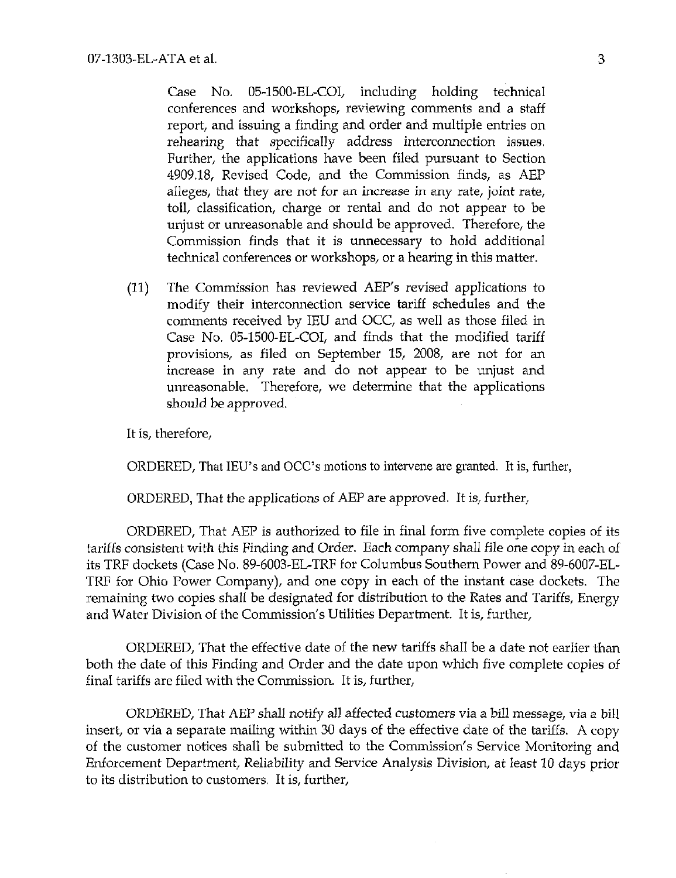Case No. 05-1500-EL-COI, including holding technical conferences and workshops, reviewing comments and a staff report, and issuing a finding and order and multiple entries on rehearing that specifically address interconnection issues. Further, the applications have been filed pursuant to Section 4909.18, Revised Code, and the Commission finds, as AEP alleges, that they are not for an increase in any rate, joint rate, toll, classification, charge or rental and do not appear to be unjust or unreasonable and should be approved. Therefore, the Commission finds that it is unnecessary to hold additional technical conferences or workshops, or a hearing in this matter.

(11) The Commission has reviewed AEP's revised applications to modify their interconnection service tariff schedules and the comments received by IEU and OCC, as well as those filed in Case No. 05-1500-EL-COI, and finds that the modified tariff provisions, as filed on September 15, 2008, are not for an increase in any rate and do not appear to be unjust and unreasonable. Therefore, we determine that the applications should be approved.

It is, therefore,

ORDERED, That IEU's and OCC's motions to intervene are granted. It is, further,

ORDERED, That the applications of AEP are approved. It is, further,

ORDERED, That AEP is authorized to file in final form five complete copies of its tariffs consistent with this Finding and Order. Each company shall file one copy in each of its TRF dockets (Case No. 89-6003-EL-TRF for Columbus Southern Power and 89-6007-EL-TRF for Ohio Power Company), and one copy in each of the instant case dockets. The remaining two copies shall be designated for distribution to the Rates and Tariffs, Energy and Water Division of the Commission's Utilities Department. It is, further,

ORDERED, That the effective date of the new tariffs shall be a date not earlier than both the date of this Finding and Order and the date upon which five complete copies of final tariffs are filed with the Commission. It is, further,

ORDERED, That AEP shall notify all affected customers via a bill message, via a bill insert, or via a separate mailing within 30 days of the effective date of the tariffs. A copy of the customer notices shall be submitted to the Commission's Service Monitoring and Enforcement Department, Reliability and Service Analysis Division, at least 10 days prior to its distribution to customers. It is, further,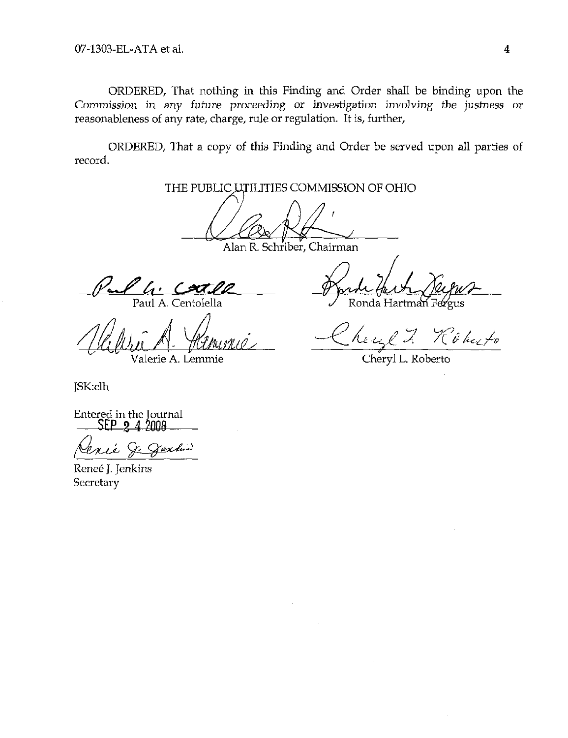ORDERED, That nothing in this Finding and Order shall be binding upon the Commission in any future proceeding or investigation involving the justness or reasonableness of any rate, charge, rule or regulation. It is, further,

ORDERED, That a copy of this Finding and Order be served upon all parties of record.

THE PUBLIC UTILITIES COMMISSION OF OHIO

Alan R. Schriber, Chairman

Paul A. Centolella

Ronda Hartman Fergus

Valerie A. Lemmie

Cheryl L. Roberto

JSK:clh

Entered in the Journal
SEP 2 4 2008

Reneé J. Jenkins
Secretary